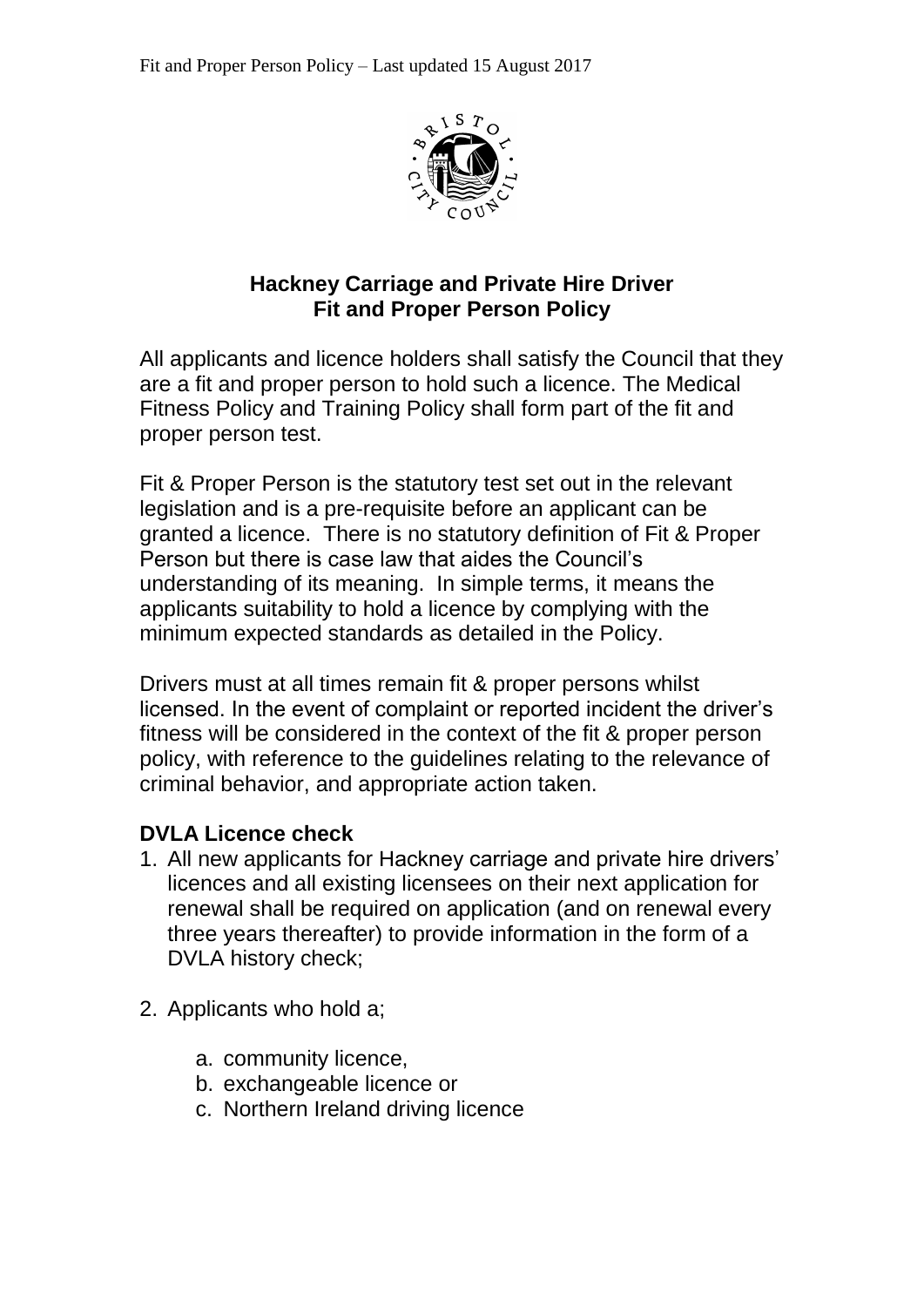# Hackney Carriage and Private Hire Driver Fit and Proper Person Policy

All applicants and licence holders shall satisfy the Council that they are a fit and proper person to hold such a licence. The Medical Fitness Policy and Training Policy shall form part of the fit and proper person test.

Fit & Proper Person is the statutory test set out in the relevant legislation and is a pre-requisite before an applicant can be granted a licence. There is no statutory definition of Fit & Proper Person but there is case law that aides the Council's understanding of its meaning. In simple terms, it means the applicants suitability to hold a licence by complying with the minimum expected standards as detailed in the Policy.

Drivers must at all times remain fit & proper persons whilst licensed. In the event of complaint or reported incident the driver's fitness will be considered in the context of the fit & proper person policy, with reference to the guidelines relating to the relevance of criminal behavior, and appropriate action taken.

## DVLA Licence check

1. All new applicants for Hackney carriage and private hire drivers' licences and all existing licensees on their next application for renewal shall be required on application (and on renewal every three years thereafter) to provide information in the form of a DVLA history check;

2. Applicants who hold a;

    a. community licence,
    b. exchangeable licence or
    c. Northern Ireland driving licence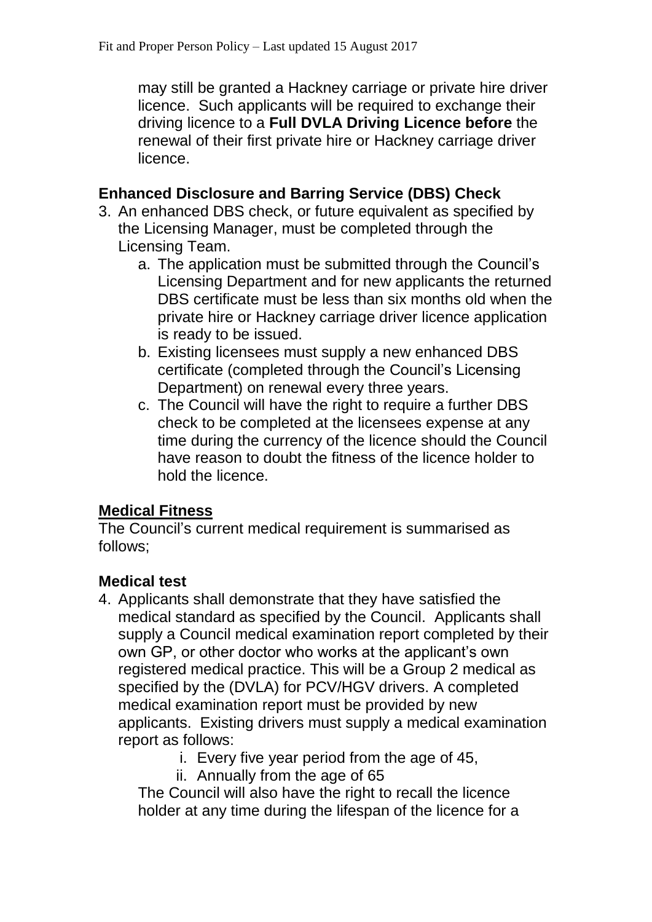may still be granted a Hackney carriage or private hire driver licence. Such applicants will be required to exchange their driving licence to a **Full DVLA Driving Licence before** the renewal of their first private hire or Hackney carriage driver licence.

### Enhanced Disclosure and Barring Service (DBS) Check

3. An enhanced DBS check, or future equivalent as specified by the Licensing Manager, must be completed through the Licensing Team.
    a. The application must be submitted through the Council's Licensing Department and for new applicants the returned DBS certificate must be less than six months old when the private hire or Hackney carriage driver licence application is ready to be issued.
    b. Existing licensees must supply a new enhanced DBS certificate (completed through the Council's Licensing Department) on renewal every three years.
    c. The Council will have the right to require a further DBS check to be completed at the licensees expense at any time during the currency of the licence should the Council have reason to doubt the fitness of the licence holder to hold the licence.

## Medical Fitness

The Council's current medical requirement is summarised as follows;

### Medical test

4. Applicants shall demonstrate that they have satisfied the medical standard as specified by the Council. Applicants shall supply a Council medical examination report completed by their own GP, or other doctor who works at the applicant's own registered medical practice. This will be a Group 2 medical as specified by the (DVLA) for PCV/HGV drivers. A completed medical examination report must be provided by new applicants. Existing drivers must supply a medical examination report as follows:
    i. Every five year period from the age of 45,
    ii. Annually from the age of 65

    The Council will also have the right to recall the licence holder at any time during the lifespan of the licence for a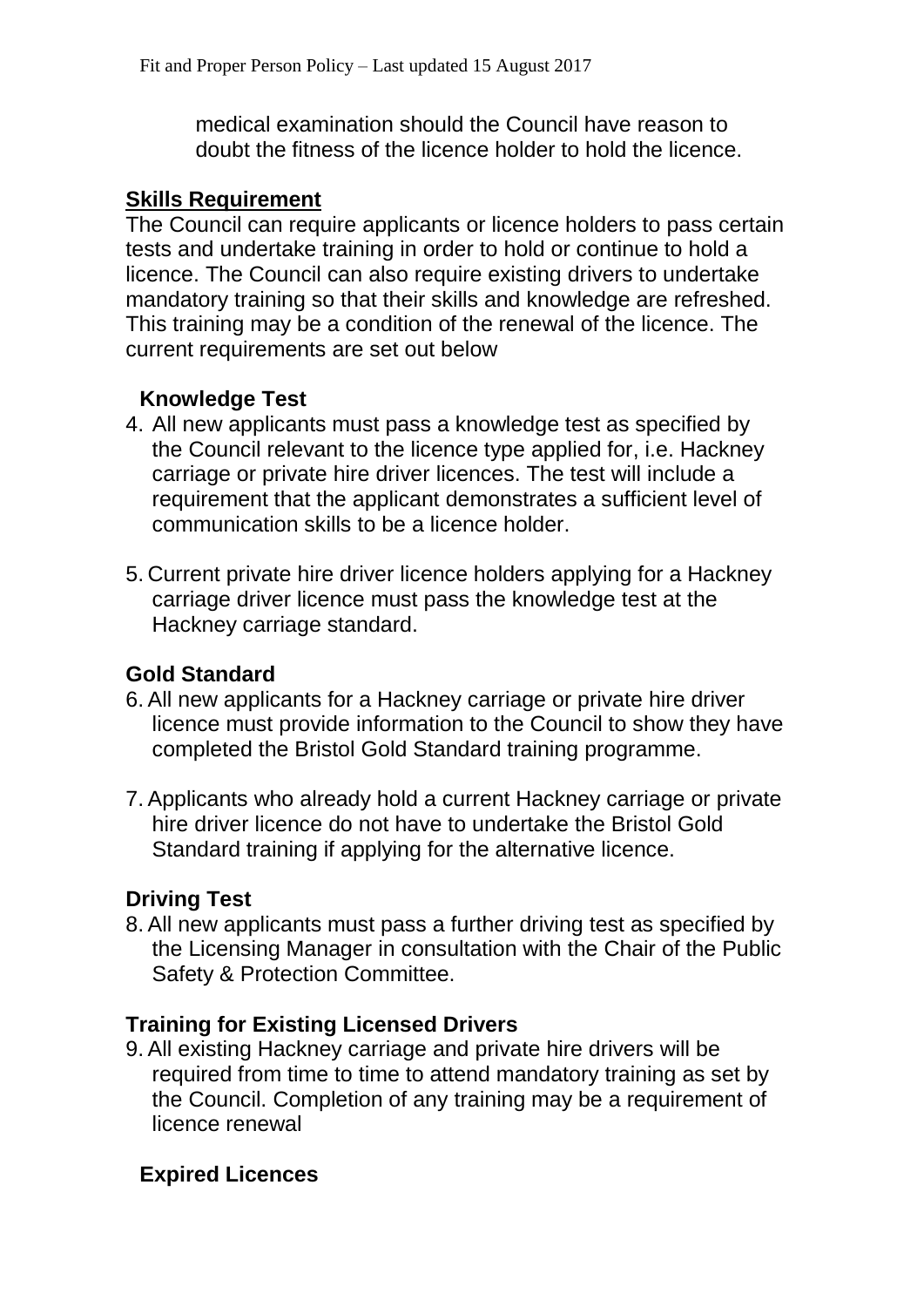medical examination should the Council have reason to doubt the fitness of the licence holder to hold the licence.

## Skills Requirement

The Council can require applicants or licence holders to pass certain tests and undertake training in order to hold or continue to hold a licence. The Council can also require existing drivers to undertake mandatory training so that their skills and knowledge are refreshed. This training may be a condition of the renewal of the licence. The current requirements are set out below

### Knowledge Test

4. All new applicants must pass a knowledge test as specified by the Council relevant to the licence type applied for, i.e. Hackney carriage or private hire driver licences. The test will include a requirement that the applicant demonstrates a sufficient level of communication skills to be a licence holder.

5. Current private hire driver licence holders applying for a Hackney carriage driver licence must pass the knowledge test at the Hackney carriage standard.

### Gold Standard

6. All new applicants for a Hackney carriage or private hire driver licence must provide information to the Council to show they have completed the Bristol Gold Standard training programme.

7. Applicants who already hold a current Hackney carriage or private hire driver licence do not have to undertake the Bristol Gold Standard training if applying for the alternative licence.

### Driving Test

8. All new applicants must pass a further driving test as specified by the Licensing Manager in consultation with the Chair of the Public Safety & Protection Committee.

### Training for Existing Licensed Drivers

9. All existing Hackney carriage and private hire drivers will be required from time to time to attend mandatory training as set by the Council. Completion of any training may be a requirement of licence renewal

### Expired Licences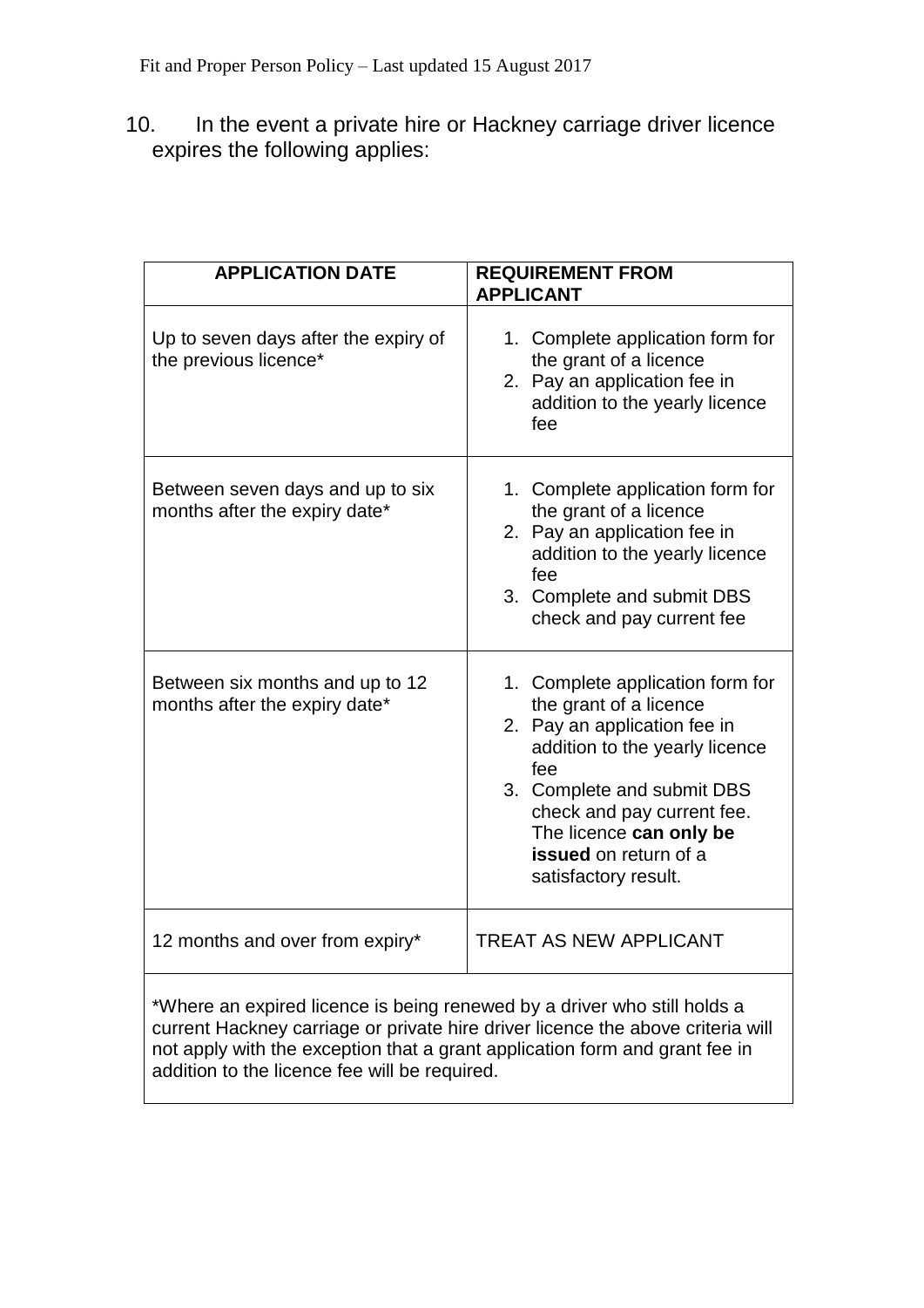10. In the event a private hire or Hackney carriage driver licence expires the following applies:

| APPLICATION DATE | REQUIREMENT FROM APPLICANT |
|---|---|
| Up to seven days after the expiry of the previous licence* | 1. Complete application form for the grant of a licence<br>2. Pay an application fee in addition to the yearly licence fee |
| Between seven days and up to six months after the expiry date* | 1. Complete application form for the grant of a licence<br>2. Pay an application fee in addition to the yearly licence fee<br>3. Complete and submit DBS check and pay current fee |
| Between six months and up to 12 months after the expiry date* | 1. Complete application form for the grant of a licence<br>2. Pay an application fee in addition to the yearly licence fee<br>3. Complete and submit DBS check and pay current fee. The licence **can only be issued** on return of a satisfactory result. |
| 12 months and over from expiry* | TREAT AS NEW APPLICANT |
| *Where an expired licence is being renewed by a driver who still holds a current Hackney carriage or private hire driver licence the above criteria will not apply with the exception that a grant application form and grant fee in addition to the licence fee will be required. | |